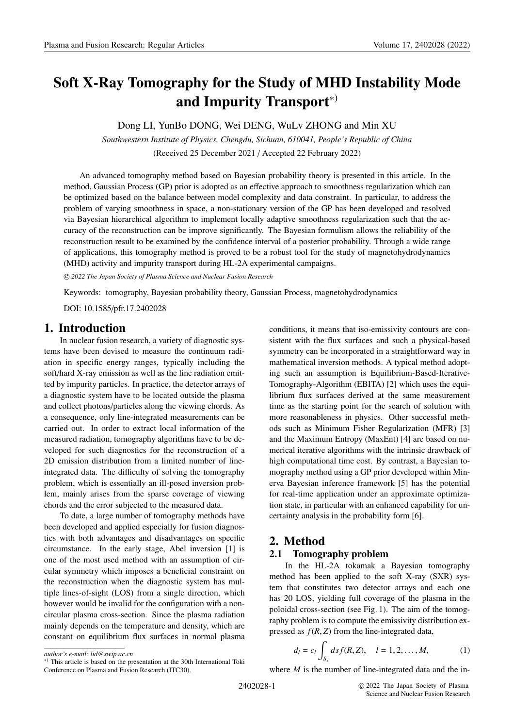# Soft X-Ray Tomography for the Study of MHD Instability Mode and Impurity Transport[*)]

Dong LI, YunBo DONG, Wei DENG, WuLv ZHONG and Min XU

*Southwestern Institute of Physics, Chengdu, Sichuan, 610041, People's Republic of China*

(Received 25 December 2021 / Accepted 22 February 2022)

An advanced tomography method based on Bayesian probability theory is presented in this article. In the method, Gaussian Process (GP) prior is adopted as an effective approach to smoothness regularization which can be optimized based on the balance between model complexity and data constraint. In particular, to address the problem of varying smoothness in space, a non-stationary version of the GP has been developed and resolved via Bayesian hierarchical algorithm to implement locally adaptive smoothness regularization such that the accuracy of the reconstruction can be improve significantly. The Bayesian formulism allows the reliability of the reconstruction result to be examined by the confidence interval of a posterior probability. Through a wide range of applications, this tomography method is proved to be a robust tool for the study of magnetohydrodynamics (MHD) activity and impurity transport during HL-2A experimental campaigns.

*© 2022 The Japan Society of Plasma Science and Nuclear Fusion Research*

Keywords: tomography, Bayesian probability theory, Gaussian Process, magnetohydrodynamics

DOI: 10.1585/pfr.17.2402028

## 1. Introduction

In nuclear fusion research, a variety of diagnostic systems have been devised to measure the continuum radiation in specific energy ranges, typically including the soft/hard X-ray emission as well as the line radiation emitted by impurity particles. In practice, the detector arrays of a diagnostic system have to be located outside the plasma and collect photons/particles along the viewing chords. As a consequence, only line-integrated measurements can be carried out. In order to extract local information of the measured radiation, tomography algorithms have to be developed for such diagnostics for the reconstruction of a 2D emission distribution from a limited number of line-integrated data. The difficulty of solving the tomography problem, which is essentially an ill-posed inversion problem, mainly arises from the sparse coverage of viewing chords and the error subjected to the measured data.

To date, a large number of tomography methods have been developed and applied especially for fusion diagnostics with both advantages and disadvantages on specific circumstance. In the early stage, Abel inversion [1] is one of the most used method with an assumption of circular symmetry which imposes a beneficial constraint on the reconstruction when the diagnostic system has multiple lines-of-sight (LOS) from a single direction, which however would be invalid for the configuration with a non-circular plasma cross-section. Since the plasma radiation mainly depends on the temperature and density, which are constant on equilibrium flux surfaces in normal plasma conditions, it means that iso-emissivity contours are consistent with the flux surfaces and such a physical-based symmetry can be incorporated in a straightforward way in mathematical inversion methods. A typical method adopting such an assumption is Equilibrium-Based-Iterative-Tomography-Algorithm (EBITA) [2] which uses the equilibrium flux surfaces derived at the same measurement time as the starting point for the search of solution with more reasonableness in physics. Other successful methods such as Minimum Fisher Regularization (MFR) [3] and the Maximum Entropy (MaxEnt) [4] are based on numerical iterative algorithms with the intrinsic drawback of high computational time cost. By contrast, a Bayesian tomography method using a GP prior developed within Minerva Bayesian inference framework [5] has the potential for real-time application under an approximate optimization state, in particular with an enhanced capability for uncertainty analysis in the probability form [6].

## 2. Method

### 2.1 Tomography problem

In the HL-2A tokamak a Bayesian tomography method has been applied to the soft X-ray (SXR) system that constitutes two detector arrays and each one has 20 LOS, yielding full coverage of the plasma in the poloidal cross-section (see Fig. 1). The aim of the tomography problem is to compute the emissivity distribution expressed as $f(R, Z)$ from the line-integrated data,

$$d_l = c_l \int_{S_l} ds f(R, Z), \quad l = 1, 2, \ldots, M, \tag{1}$$

where $M$ is the number of line-integrated data and the in-

---

*author's e-mail: lid@swip.ac.cn*

*) This article is based on the presentation at the 30th International Toki Conference on Plasma and Fusion Research (ITC30).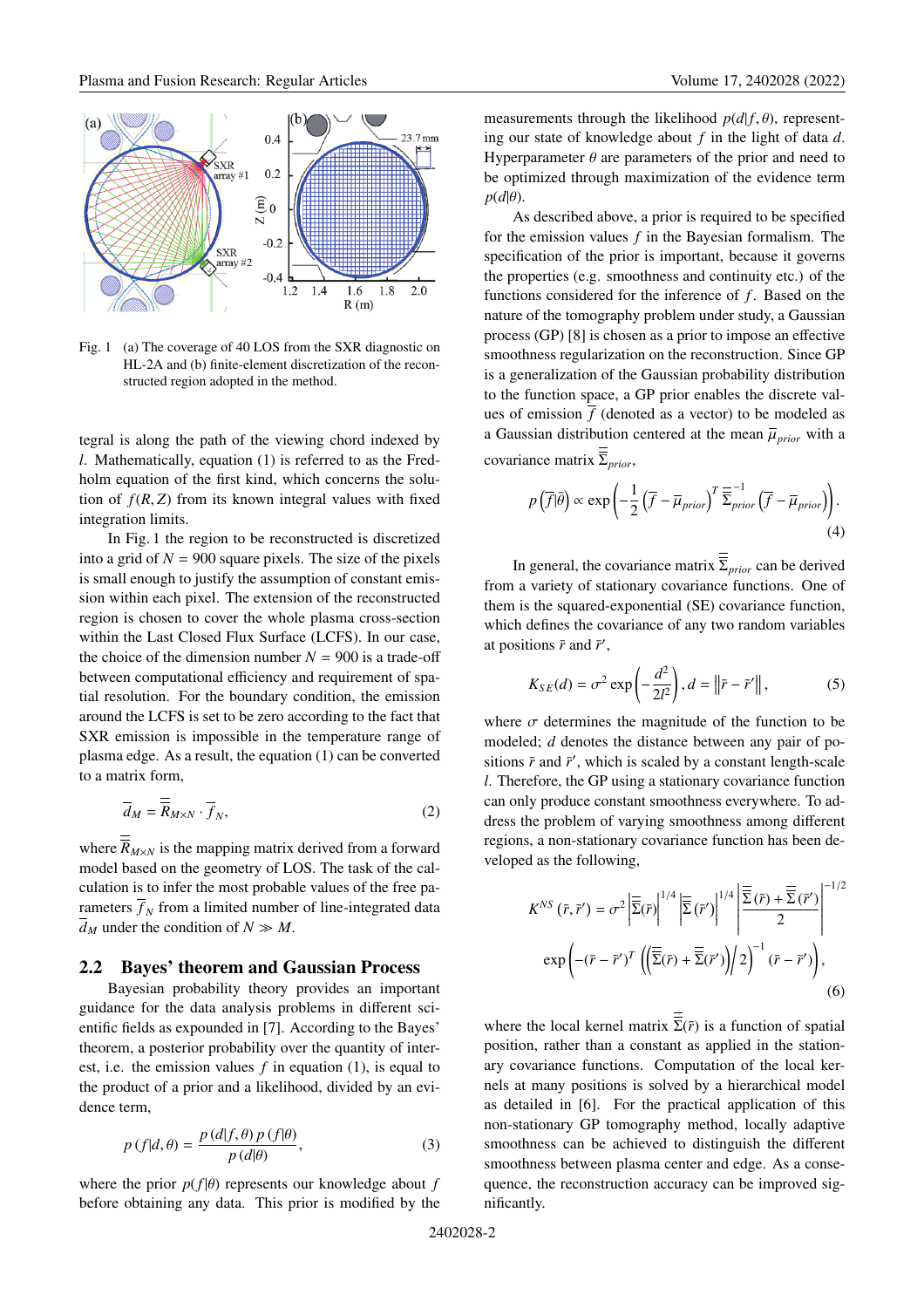Fig. 1 (a) The coverage of 40 LOS from the SXR diagnostic on HL-2A and (b) finite-element discretization of the reconstructed region adopted in the method.

tegral is along the path of the viewing chord indexed by $l$. Mathematically, equation (1) is referred to as the Fredholm equation of the first kind, which concerns the solution of $f(R, Z)$ from its known integral values with fixed integration limits.

In Fig. 1 the region to be reconstructed is discretized into a grid of $N = 900$ square pixels. The size of the pixels is small enough to justify the assumption of constant emission within each pixel. The extension of the reconstructed region is chosen to cover the whole plasma cross-section within the Last Closed Flux Surface (LCFS). In our case, the choice of the dimension number $N = 900$ is a trade-off between computational efficiency and requirement of spatial resolution. For the boundary condition, the emission around the LCFS is set to be zero according to the fact that SXR emission is impossible in the temperature range of plasma edge. As a result, the equation (1) can be converted to a matrix form,

$$\overline{d}_M = \overline{\overline{R}}_{M\times N} \cdot \overline{f}_N, \tag{2}$$

where $\overline{\overline{R}}_{M\times N}$ is the mapping matrix derived from a forward model based on the geometry of LOS. The task of the calculation is to infer the most probable values of the free parameters $\overline{f}_N$ from a limited number of line-integrated data $\overline{d}_M$ under the condition of $N \gg M$.

## 2.2 Bayes' theorem and Gaussian Process

Bayesian probability theory provides an important guidance for the data analysis problems in different scientific fields as expounded in [7]. According to the Bayes' theorem, a posterior probability over the quantity of interest, i.e. the emission values $f$ in equation (1), is equal to the product of a prior and a likelihood, divided by an evidence term,

$$p(f|d,\theta) = \frac{p(d|f,\theta)\, p(f|\theta)}{p(d|\theta)}, \tag{3}$$

where the prior $p(f|\theta)$ represents our knowledge about $f$ before obtaining any data. This prior is modified by the measurements through the likelihood $p(d|f, \theta)$, representing our state of knowledge about $f$ in the light of data $d$. Hyperparameter $\theta$ are parameters of the prior and need to be optimized through maximization of the evidence term $p(d|\theta)$.

As described above, a prior is required to be specified for the emission values $f$ in the Bayesian formalism. The specification of the prior is important, because it governs the properties (e.g. smoothness and continuity etc.) of the functions considered for the inference of $f$. Based on the nature of the tomography problem under study, a Gaussian process (GP) [8] is chosen as a prior to impose an effective smoothness regularization on the reconstruction. Since GP is a generalization of the Gaussian probability distribution to the function space, a GP prior enables the discrete values of emission $\overline{f}$ (denoted as a vector) to be modeled as a Gaussian distribution centered at the mean $\overline{\mu}_{prior}$ with a covariance matrix $\overline{\overline{\Sigma}}_{prior}$,

$$p\left(\overline{f}|\overline{\theta}\right) \propto \exp\left(-\frac{1}{2}\left(\overline{f} - \overline{\mu}_{prior}\right)^T \overline{\overline{\Sigma}}_{prior}^{-1} \left(\overline{f} - \overline{\mu}_{prior}\right)\right). \tag{4}$$

In general, the covariance matrix $\overline{\overline{\Sigma}}_{prior}$ can be derived from a variety of stationary covariance functions. One of them is the squared-exponential (SE) covariance function, which defines the covariance of any two random variables at positions $\overline{r}$ and $\overline{r}'$,

$$K_{SE}(d) = \sigma^2 \exp\left(-\frac{d^2}{2l^2}\right), d = \left\|\overline{r} - \overline{r}'\right\|, \tag{5}$$

where $\sigma$ determines the magnitude of the function to be modeled; $d$ denotes the distance between any pair of positions $\overline{r}$ and $\overline{r}'$, which is scaled by a constant length-scale $l$. Therefore, the GP using a stationary covariance function can only produce constant smoothness everywhere. To address the problem of varying smoothness among different regions, a non-stationary covariance function has been developed as the following,

$$K^{NS}\left(\overline{r}, \overline{r}'\right) = \sigma^2 \left|\overline{\overline{\Sigma}}(\overline{r})\right|^{1/4} \left|\overline{\overline{\Sigma}}\left(\overline{r}'\right)\right|^{1/4} \left|\frac{\overline{\overline{\Sigma}}(\overline{r}) + \overline{\overline{\Sigma}}\left(\overline{r}'\right)}{2}\right|^{-1/2}$$
$$\exp\left(-\left(\overline{r} - \overline{r}'\right)^T \left(\left(\overline{\overline{\Sigma}}(\overline{r}) + \overline{\overline{\Sigma}}\left(\overline{r}'\right)\right)\Big/ 2\right)^{-1} \left(\overline{r} - \overline{r}'\right)\right), \tag{6}$$

where the local kernel matrix $\overline{\overline{\Sigma}}(\overline{r})$ is a function of spatial position, rather than a constant as applied in the stationary covariance functions. Computation of the local kernels at many positions is solved by a hierarchical model as detailed in [6]. For the practical application of this non-stationary GP tomography method, locally adaptive smoothness can be achieved to distinguish the different smoothness between plasma center and edge. As a consequence, the reconstruction accuracy can be improved significantly.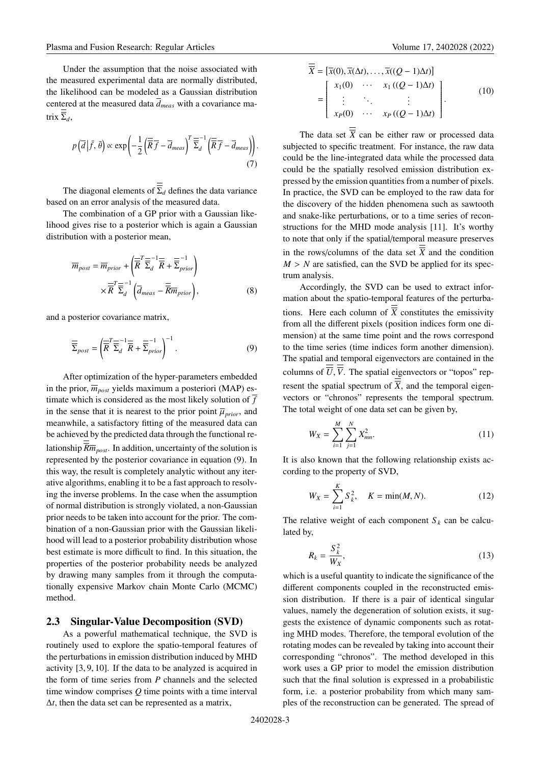Under the assumption that the noise associated with the measured experimental data are normally distributed, the likelihood can be modeled as a Gaussian distribution centered at the measured data $\overline{d}_{meas}$ with a covariance matrix $\overline{\overline{\Sigma}}_d$,

$$p\left(\overline{d}\middle|\bar{f},\bar{\theta}\right) \propto \exp\left(-\frac{1}{2}\left(\overline{\overline{R}}\,\overline{f}-\overline{d}_{meas}\right)^T \overline{\overline{\Sigma}}_d^{-1}\left(\overline{\overline{R}}\,\overline{f}-\overline{d}_{meas}\right)\right). \tag{7}$$

The diagonal elements of $\overline{\overline{\Sigma}}_d$ defines the data variance based on an error analysis of the measured data.

The combination of a GP prior with a Gaussian likelihood gives rise to a posterior which is again a Gaussian distribution with a posterior mean,

$$\overline{m}_{post} = \overline{m}_{prior} + \left(\overline{\overline{R}}^T\overline{\overline{\Sigma}}_d^{-1}\overline{\overline{R}} + \overline{\overline{\Sigma}}_{prior}^{-1}\right) \times \overline{\overline{R}}^T\overline{\overline{\Sigma}}_d^{-1}\left(\overline{d}_{meas} - \overline{\overline{R}}\overline{m}_{prior}\right), \tag{8}$$

and a posterior covariance matrix,

$$\overline{\overline{\Sigma}}_{post} = \left(\overline{\overline{R}}^T\overline{\overline{\Sigma}}_d^{-1}\overline{\overline{R}} + \overline{\overline{\Sigma}}_{prior}^{-1}\right)^{-1}. \tag{9}$$

After optimization of the hyper-parameters embedded in the prior, $\overline{m}_{post}$ yields maximum a posteriori (MAP) estimate which is considered as the most likely solution of $\overline{f}$ in the sense that it is nearest to the prior point $\overline{\mu}_{prior}$, and meanwhile, a satisfactory fitting of the measured data can be achieved by the predicted data through the functional relationship $\overline{\overline{R}}\overline{m}_{post}$. In addition, uncertainty of the solution is represented by the posterior covariance in equation (9). In this way, the result is completely analytic without any iterative algorithms, enabling it to be a fast approach to resolving the inverse problems. In the case when the assumption of normal distribution is strongly violated, a non-Gaussian prior needs to be taken into account for the prior. The combination of a non-Gaussian prior with the Gaussian likelihood will lead to a posterior probability distribution whose best estimate is more difficult to find. In this situation, the properties of the posterior probability needs be analyzed by drawing many samples from it through the computationally expensive Markov chain Monte Carlo (MCMC) method.

## 2.3 Singular-Value Decomposition (SVD)

As a powerful mathematical technique, the SVD is routinely used to explore the spatio-temporal features of the perturbations in emission distribution induced by MHD activity [3, 9, 10]. If the data to be analyzed is acquired in the form of time series from $P$ channels and the selected time window comprises $Q$ time points with a time interval $\Delta t$, then the data set can be represented as a matrix,

$$\overline{\overline{X}} = [\overline{x}(0), \overline{x}(\Delta t), \ldots, \overline{x}((Q-1)\Delta t)] = \begin{bmatrix} x_1(0) & \cdots & x_1((Q-1)\Delta t) \\ \vdots & \ddots & \vdots \\ x_P(0) & \cdots & x_P((Q-1)\Delta t) \end{bmatrix}. \tag{10}$$

The data set $\overline{\overline{X}}$ can be either raw or processed data subjected to specific treatment. For instance, the raw data could be the line-integrated data while the processed data could be the spatially resolved emission distribution expressed by the emission quantities from a number of pixels. In practice, the SVD can be employed to the raw data for the discovery of the hidden phenomena such as sawtooth and snake-like perturbations, or to a time series of reconstructions for the MHD mode analysis [11]. It's worthy to note that only if the spatial/temporal measure preserves in the rows/columns of the data set $\overline{\overline{X}}$ and the condition $M > N$ are satisfied, can the SVD be applied for its spectrum analysis.

Accordingly, the SVD can be used to extract information about the spatio-temporal features of the perturbations. Here each column of $\overline{\overline{X}}$ constitutes the emissivity from all the different pixels (position indices form one dimension) at the same time point and the rows correspond to the time series (time indices form another dimension). The spatial and temporal eigenvectors are contained in the columns of $\overline{\overline{U}}, \overline{\overline{V}}$. The spatial eigenvectors or "topos" represent the spatial spectrum of $\overline{\overline{X}}$, and the temporal eigenvectors or "chronos" represents the temporal spectrum. The total weight of one data set can be given by,

$$W_X = \sum_{i=1}^{M}\sum_{j=1}^{N} X_{mn}^2. \tag{11}$$

It is also known that the following relationship exists according to the property of SVD,

$$W_X = \sum_{i=1}^{K} S_k^2, \quad K = \min(M, N). \tag{12}$$

The relative weight of each component $S_k$ can be calculated by,

$$R_k = \frac{S_k^2}{W_X}, \tag{13}$$

which is a useful quantity to indicate the significance of the different components coupled in the reconstructed emission distribution. If there is a pair of identical singular values, namely the degeneration of solution exists, it suggests the existence of dynamic components such as rotating MHD modes. Therefore, the temporal evolution of the rotating modes can be revealed by taking into account their corresponding "chronos". The method developed in this work uses a GP prior to model the emission distribution such that the final solution is expressed in a probabilistic form, i.e. a posterior probability from which many samples of the reconstruction can be generated. The spread of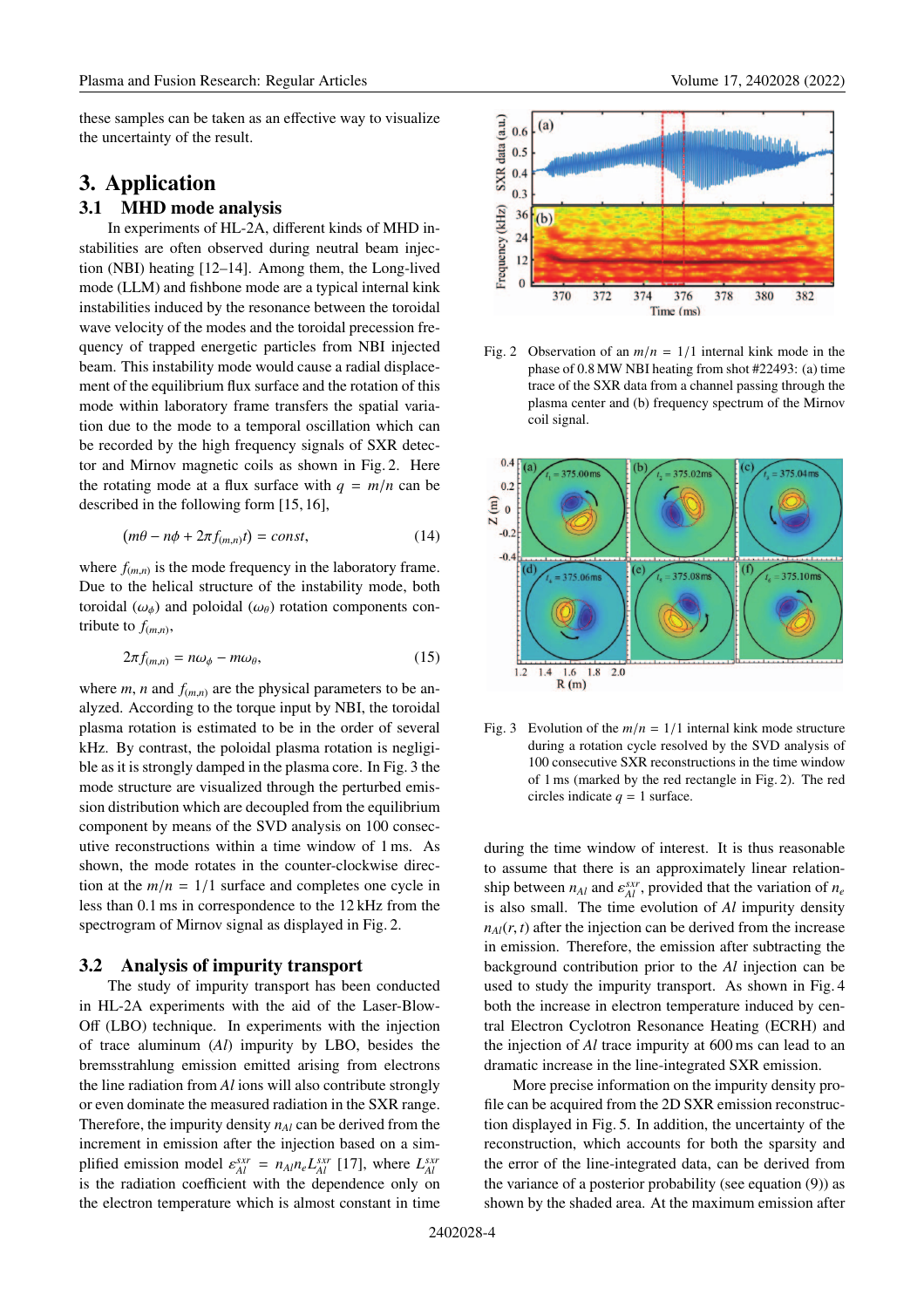these samples can be taken as an effective way to visualize the uncertainty of the result.

## 3. Application

### 3.1 MHD mode analysis

In experiments of HL-2A, different kinds of MHD instabilities are often observed during neutral beam injection (NBI) heating [12–14]. Among them, the Long-lived mode (LLM) and fishbone mode are a typical internal kink instabilities induced by the resonance between the toroidal wave velocity of the modes and the toroidal precession frequency of trapped energetic particles from NBI injected beam. This instability mode would cause a radial displacement of the equilibrium flux surface and the rotation of this mode within laboratory frame transfers the spatial variation due to the mode to a temporal oscillation which can be recorded by the high frequency signals of SXR detector and Mirnov magnetic coils as shown in Fig. 2. Here the rotating mode at a flux surface with $q = m/n$ can be described in the following form [15, 16],

$$(m\theta - n\phi + 2\pi f_{(m,n)}t) = const, \tag{14}$$

where $f_{(m,n)}$ is the mode frequency in the laboratory frame. Due to the helical structure of the instability mode, both toroidal ($\omega_\phi$) and poloidal ($\omega_\theta$) rotation components contribute to $f_{(m,n)}$,

$$2\pi f_{(m,n)} = n\omega_\phi - m\omega_\theta, \tag{15}$$

where $m$, $n$ and $f_{(m,n)}$ are the physical parameters to be analyzed. According to the torque input by NBI, the toroidal plasma rotation is estimated to be in the order of several kHz. By contrast, the poloidal plasma rotation is negligible as it is strongly damped in the plasma core. In Fig. 3 the mode structure are visualized through the perturbed emission distribution which are decoupled from the equilibrium component by means of the SVD analysis on 100 consecutive reconstructions within a time window of 1 ms. As shown, the mode rotates in the counter-clockwise direction at the $m/n = 1/1$ surface and completes one cycle in less than 0.1 ms in correspondence to the 12 kHz from the spectrogram of Mirnov signal as displayed in Fig. 2.

Fig. 2 Observation of an $m/n = 1/1$ internal kink mode in the phase of 0.8 MW NBI heating from shot #22493: (a) time trace of the SXR data from a channel passing through the plasma center and (b) frequency spectrum of the Mirnov coil signal.

Fig. 3 Evolution of the $m/n = 1/1$ internal kink mode structure during a rotation cycle resolved by the SVD analysis of 100 consecutive SXR reconstructions in the time window of 1 ms (marked by the red rectangle in Fig. 2). The red circles indicate $q = 1$ surface.

### 3.2 Analysis of impurity transport

The study of impurity transport has been conducted in HL-2A experiments with the aid of the Laser-Blow-Off (LBO) technique. In experiments with the injection of trace aluminum (*Al*) impurity by LBO, besides the bremsstrahlung emission emitted arising from electrons the line radiation from *Al* ions will also contribute strongly or even dominate the measured radiation in the SXR range. Therefore, the impurity density $n_{Al}$ can be derived from the increment in emission after the injection based on a simplified emission model $\varepsilon_{Al}^{sxr} = n_{Al}n_e L_{Al}^{sxr}$ [17], where $L_{Al}^{sxr}$ is the radiation coefficient with the dependence only on the electron temperature which is almost constant in time during the time window of interest. It is thus reasonable to assume that there is an approximately linear relationship between $n_{Al}$ and $\varepsilon_{Al}^{sxr}$, provided that the variation of $n_e$ is also small. The time evolution of *Al* impurity density $n_{Al}(r, t)$ after the injection can be derived from the increase in emission. Therefore, the emission after subtracting the background contribution prior to the *Al* injection can be used to study the impurity transport. As shown in Fig. 4 both the increase in electron temperature induced by central Electron Cyclotron Resonance Heating (ECRH) and the injection of *Al* trace impurity at 600 ms can lead to an dramatic increase in the line-integrated SXR emission.

More precise information on the impurity density profile can be acquired from the 2D SXR emission reconstruction displayed in Fig. 5. In addition, the uncertainty of the reconstruction, which accounts for both the sparsity and the error of the line-integrated data, can be derived from the variance of a posterior probability (see equation (9)) as shown by the shaded area. At the maximum emission after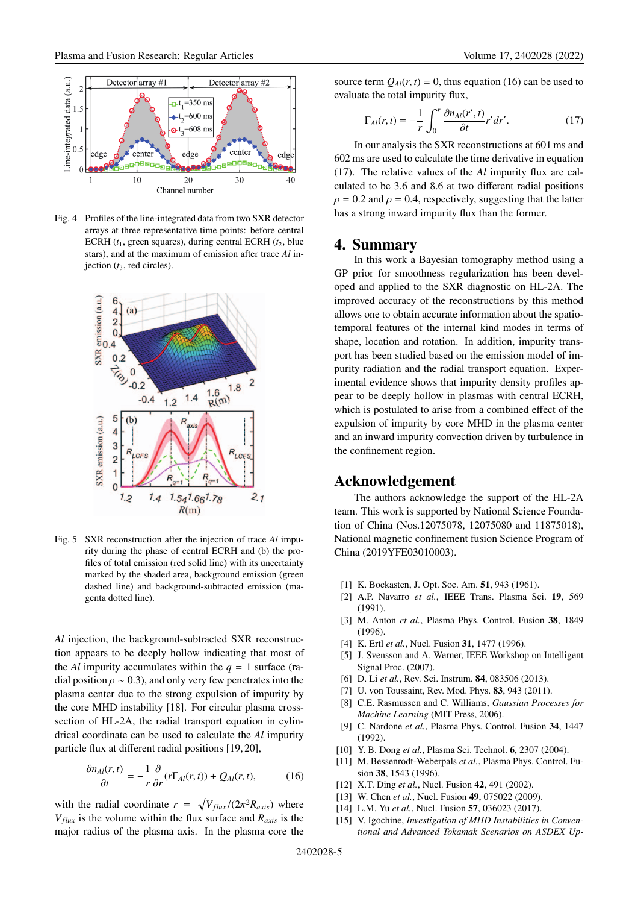Fig. 4 Profiles of the line-integrated data from two SXR detector arrays at three representative time points: before central ECRH ($t_1$, green squares), during central ECRH ($t_2$, blue stars), and at the maximum of emission after trace *Al* injection ($t_3$, red circles).

Fig. 5 SXR reconstruction after the injection of trace *Al* impurity during the phase of central ECRH and (b) the profiles of total emission (red solid line) with its uncertainty marked by the shaded area, background emission (green dashed line) and background-subtracted emission (magenta dotted line).

*Al* injection, the background-subtracted SXR reconstruction appears to be deeply hollow indicating that most of the *Al* impurity accumulates within the $q = 1$ surface (radial position $\rho \sim 0.3$), and only very few penetrates into the plasma center due to the strong expulsion of impurity by the core MHD instability [18]. For circular plasma cross-section of HL-2A, the radial transport equation in cylindrical coordinate can be used to calculate the *Al* impurity particle flux at different radial positions [19, 20],

$$\frac{\partial n_{Al}(r,t)}{\partial t} = -\frac{1}{r}\frac{\partial}{\partial r}(r\Gamma_{Al}(r,t)) + Q_{Al}(r,t), \qquad (16)$$

with the radial coordinate $r = \sqrt{V_{flux}/(2\pi^2 R_{axis})}$ where $V_{flux}$ is the volume within the flux surface and $R_{axis}$ is the major radius of the plasma axis. In the plasma core the source term $Q_{Al}(r,t) = 0$, thus equation (16) can be used to evaluate the total impurity flux,

$$\Gamma_{Al}(r,t) = -\frac{1}{r}\int_0^r \frac{\partial n_{Al}(r',t)}{\partial t} r' dr'. \qquad (17)$$

In our analysis the SXR reconstructions at 601 ms and 602 ms are used to calculate the time derivative in equation (17). The relative values of the *Al* impurity flux are calculated to be 3.6 and 8.6 at two different radial positions $\rho = 0.2$ and $\rho = 0.4$, respectively, suggesting that the latter has a strong inward impurity flux than the former.

## 4. Summary

In this work a Bayesian tomography method using a GP prior for smoothness regularization has been developed and applied to the SXR diagnostic on HL-2A. The improved accuracy of the reconstructions by this method allows one to obtain accurate information about the spatio-temporal features of the internal kind modes in terms of shape, location and rotation. In addition, impurity transport has been studied based on the emission model of impurity radiation and the radial transport equation. Experimental evidence shows that impurity density profiles appear to be deeply hollow in plasmas with central ECRH, which is postulated to arise from a combined effect of the expulsion of impurity by core MHD in the plasma center and an inward impurity convection driven by turbulence in the confinement region.

## Acknowledgement

The authors acknowledge the support of the HL-2A team. This work is supported by National Science Foundation of China (Nos.12075078, 12075080 and 11875018), National magnetic confinement fusion Science Program of China (2019YFE03010003).

[1] K. Bockasten, J. Opt. Soc. Am. **51**, 943 (1961).
[2] A.P. Navarro *et al.*, IEEE Trans. Plasma Sci. **19**, 569 (1991).
[3] M. Anton *et al.*, Plasma Phys. Control. Fusion **38**, 1849 (1996).
[4] K. Ertl *et al.*, Nucl. Fusion **31**, 1477 (1996).
[5] J. Svensson and A. Werner, IEEE Workshop on Intelligent Signal Proc. (2007).
[6] D. Li *et al.*, Rev. Sci. Instrum. **84**, 083506 (2013).
[7] U. von Toussaint, Rev. Mod. Phys. **83**, 943 (2011).
[8] C.E. Rasmussen and C. Williams, *Gaussian Processes for Machine Learning* (MIT Press, 2006).
[9] C. Nardone *et al.*, Plasma Phys. Control. Fusion **34**, 1447 (1992).
[10] Y. B. Dong *et al.*, Plasma Sci. Technol. **6**, 2307 (2004).
[11] M. Bessenrodt-Weberpals *et al.*, Plasma Phys. Control. Fusion **38**, 1543 (1996).
[12] X.T. Ding *et al.*, Nucl. Fusion **42**, 491 (2002).
[13] W. Chen *et al.*, Nucl. Fusion **49**, 075022 (2009).
[14] L.M. Yu *et al.*, Nucl. Fusion **57**, 036023 (2017).
[15] V. Igochine, *Investigation of MHD Instabilities in Conventional and Advanced Tokamak Scenarios on ASDEX Up-*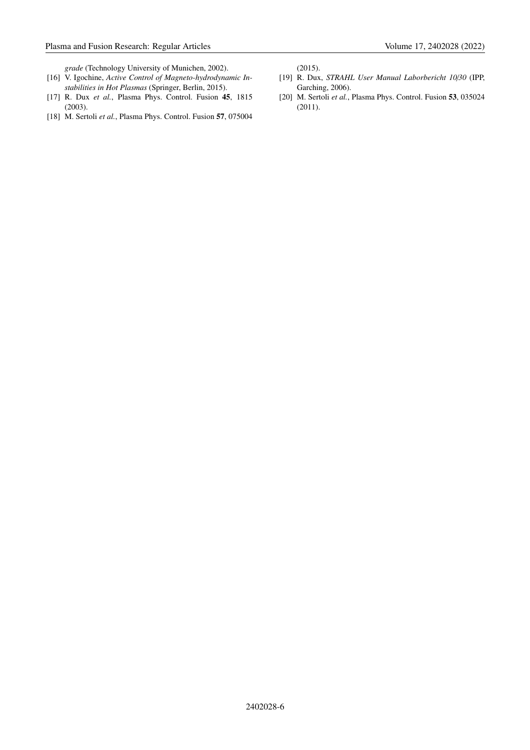*grade* (Technology University of Munichen, 2002).

[16] V. Igochine, *Active Control of Magneto-hydrodynamic Instabilities in Hot Plasmas* (Springer, Berlin, 2015).

[17] R. Dux *et al.*, Plasma Phys. Control. Fusion **45**, 1815 (2003).

[18] M. Sertoli *et al.*, Plasma Phys. Control. Fusion **57**, 075004 (2015).

[19] R. Dux, *STRAHL User Manual Laborbericht 10/30* (IPP, Garching, 2006).

[20] M. Sertoli *et al.*, Plasma Phys. Control. Fusion **53**, 035024 (2011).